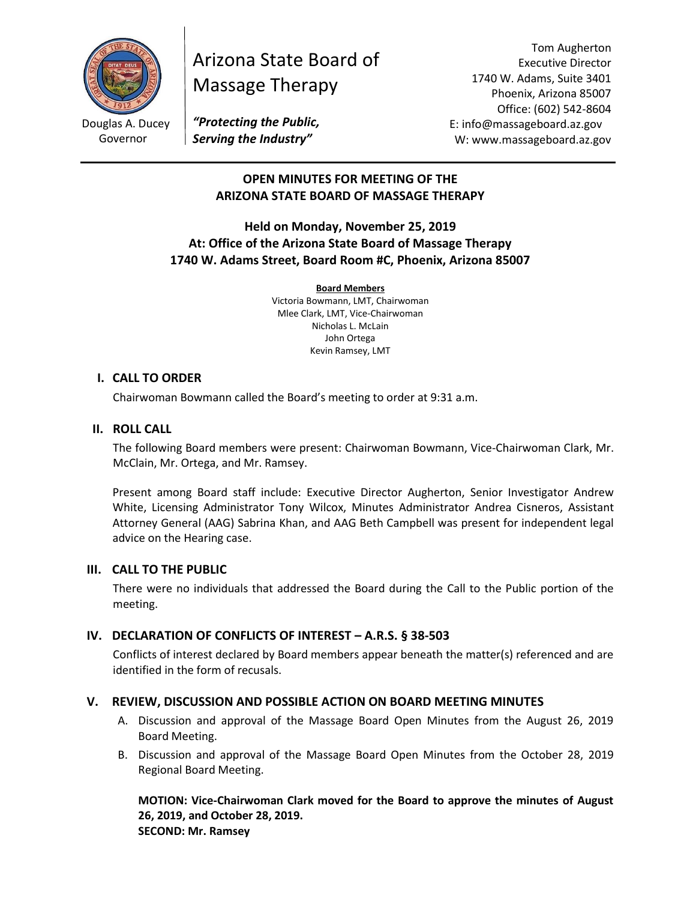Douglas A. Ducey
Governor

# Arizona State Board of Massage Therapy

***"Protecting the Public, Serving the Industry"***

Tom Augherton
Executive Director
1740 W. Adams, Suite 3401
Phoenix, Arizona 85007
Office: (602) 542-8604
E: info@massageboard.az.gov
W: www.massageboard.az.gov

---

**OPEN MINUTES FOR MEETING OF THE ARIZONA STATE BOARD OF MASSAGE THERAPY**

**Held on Monday, November 25, 2019**
**At: Office of the Arizona State Board of Massage Therapy**
**1740 W. Adams Street, Board Room #C, Phoenix, Arizona 85007**

**Board Members**
Victoria Bowmann, LMT, Chairwoman
Mlee Clark, LMT, Vice-Chairwoman
Nicholas L. McLain
John Ortega
Kevin Ramsey, LMT

## I. CALL TO ORDER

Chairwoman Bowmann called the Board's meeting to order at 9:31 a.m.

## II. ROLL CALL

The following Board members were present: Chairwoman Bowmann, Vice-Chairwoman Clark, Mr. McClain, Mr. Ortega, and Mr. Ramsey.

Present among Board staff include: Executive Director Augherton, Senior Investigator Andrew White, Licensing Administrator Tony Wilcox, Minutes Administrator Andrea Cisneros, Assistant Attorney General (AAG) Sabrina Khan, and AAG Beth Campbell was present for independent legal advice on the Hearing case.

## III. CALL TO THE PUBLIC

There were no individuals that addressed the Board during the Call to the Public portion of the meeting.

## IV. DECLARATION OF CONFLICTS OF INTEREST – A.R.S. § 38-503

Conflicts of interest declared by Board members appear beneath the matter(s) referenced and are identified in the form of recusals.

## V. REVIEW, DISCUSSION AND POSSIBLE ACTION ON BOARD MEETING MINUTES

A. Discussion and approval of the Massage Board Open Minutes from the August 26, 2019 Board Meeting.

B. Discussion and approval of the Massage Board Open Minutes from the October 28, 2019 Regional Board Meeting.

**MOTION: Vice-Chairwoman Clark moved for the Board to approve the minutes of August 26, 2019, and October 28, 2019.**
**SECOND: Mr. Ramsey**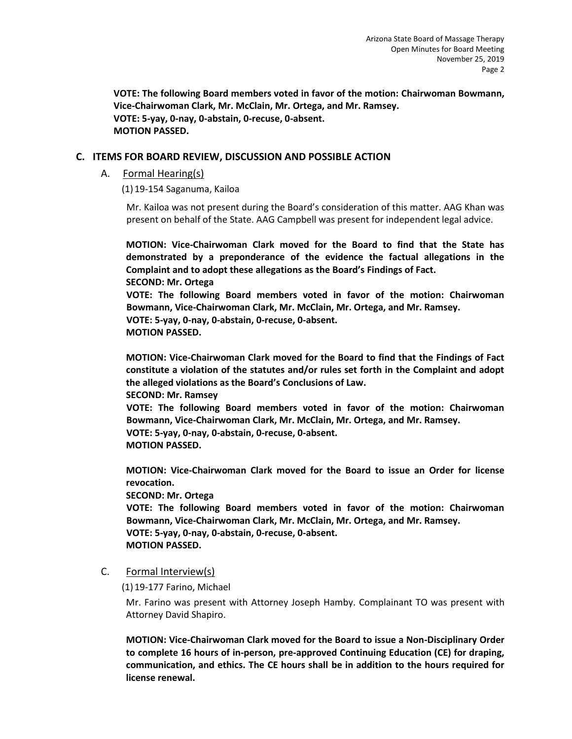**VOTE: The following Board members voted in favor of the motion: Chairwoman Bowmann, Vice-Chairwoman Clark, Mr. McClain, Mr. Ortega, and Mr. Ramsey.**
**VOTE: 5-yay, 0-nay, 0-abstain, 0-recuse, 0-absent.**
**MOTION PASSED.**

## C. ITEMS FOR BOARD REVIEW, DISCUSSION AND POSSIBLE ACTION

### A. Formal Hearing(s)

(1) 19-154 Saganuma, Kailoa

Mr. Kailoa was not present during the Board's consideration of this matter. AAG Khan was present on behalf of the State. AAG Campbell was present for independent legal advice.

**MOTION: Vice-Chairwoman Clark moved for the Board to find that the State has demonstrated by a preponderance of the evidence the factual allegations in the Complaint and to adopt these allegations as the Board's Findings of Fact.**
**SECOND: Mr. Ortega**
**VOTE: The following Board members voted in favor of the motion: Chairwoman Bowmann, Vice-Chairwoman Clark, Mr. McClain, Mr. Ortega, and Mr. Ramsey.**
**VOTE: 5-yay, 0-nay, 0-abstain, 0-recuse, 0-absent.**
**MOTION PASSED.**

**MOTION: Vice-Chairwoman Clark moved for the Board to find that the Findings of Fact constitute a violation of the statutes and/or rules set forth in the Complaint and adopt the alleged violations as the Board's Conclusions of Law.**
**SECOND: Mr. Ramsey**
**VOTE: The following Board members voted in favor of the motion: Chairwoman Bowmann, Vice-Chairwoman Clark, Mr. McClain, Mr. Ortega, and Mr. Ramsey.**
**VOTE: 5-yay, 0-nay, 0-abstain, 0-recuse, 0-absent.**
**MOTION PASSED.**

**MOTION: Vice-Chairwoman Clark moved for the Board to issue an Order for license revocation.**
**SECOND: Mr. Ortega**
**VOTE: The following Board members voted in favor of the motion: Chairwoman Bowmann, Vice-Chairwoman Clark, Mr. McClain, Mr. Ortega, and Mr. Ramsey.**
**VOTE: 5-yay, 0-nay, 0-abstain, 0-recuse, 0-absent.**
**MOTION PASSED.**

### C. Formal Interview(s)

(1) 19-177 Farino, Michael

Mr. Farino was present with Attorney Joseph Hamby. Complainant TO was present with Attorney David Shapiro.

**MOTION: Vice-Chairwoman Clark moved for the Board to issue a Non-Disciplinary Order to complete 16 hours of in-person, pre-approved Continuing Education (CE) for draping, communication, and ethics. The CE hours shall be in addition to the hours required for license renewal.**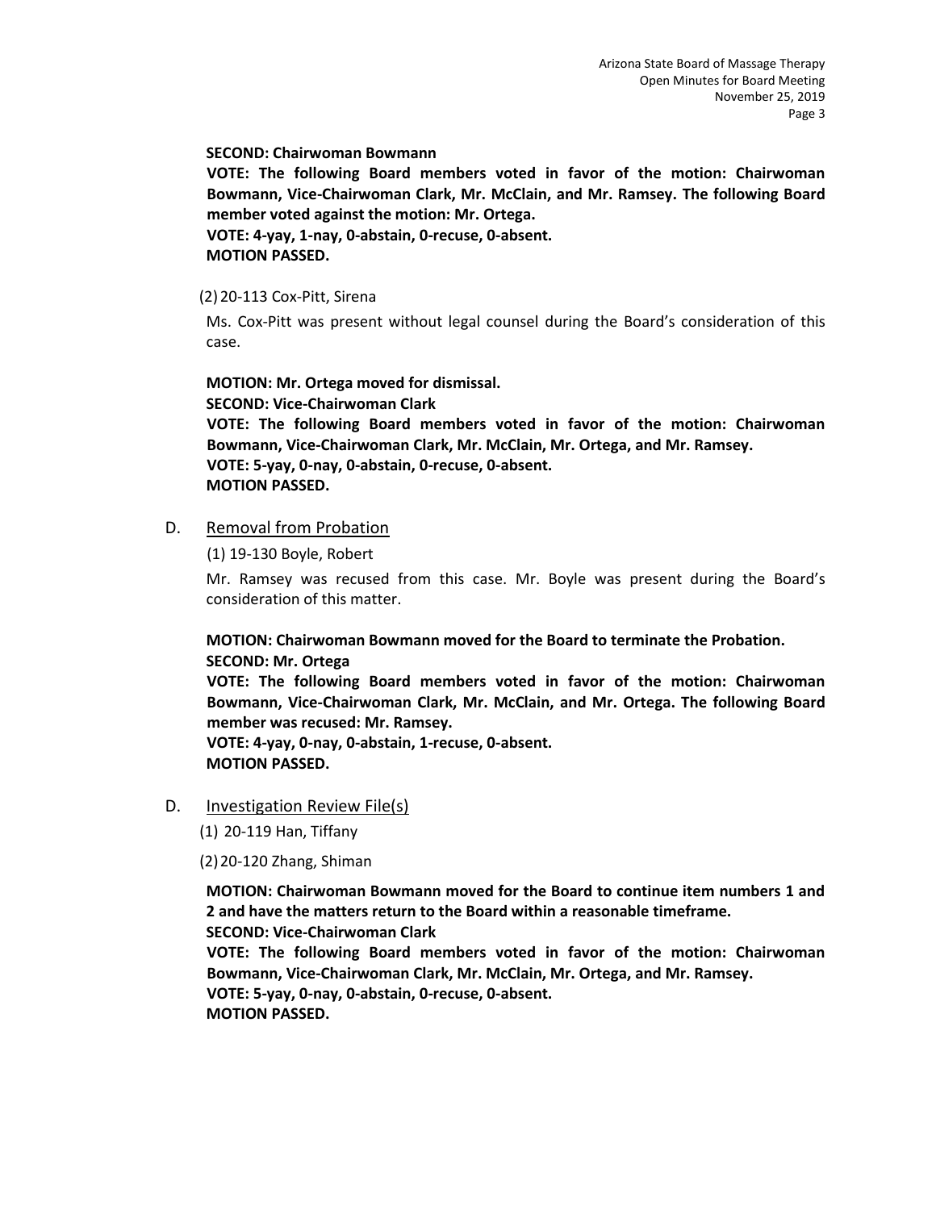**SECOND: Chairwoman Bowmann**

**VOTE: The following Board members voted in favor of the motion: Chairwoman Bowmann, Vice-Chairwoman Clark, Mr. McClain, and Mr. Ramsey. The following Board member voted against the motion: Mr. Ortega.**

**VOTE: 4-yay, 1-nay, 0-abstain, 0-recuse, 0-absent.**

**MOTION PASSED.**

(2) 20-113 Cox-Pitt, Sirena

Ms. Cox-Pitt was present without legal counsel during the Board's consideration of this case.

**MOTION: Mr. Ortega moved for dismissal.**

**SECOND: Vice-Chairwoman Clark**

**VOTE: The following Board members voted in favor of the motion: Chairwoman Bowmann, Vice-Chairwoman Clark, Mr. McClain, Mr. Ortega, and Mr. Ramsey.**

**VOTE: 5-yay, 0-nay, 0-abstain, 0-recuse, 0-absent.**

**MOTION PASSED.**

D. Removal from Probation

(1) 19-130 Boyle, Robert

Mr. Ramsey was recused from this case. Mr. Boyle was present during the Board's consideration of this matter.

**MOTION: Chairwoman Bowmann moved for the Board to terminate the Probation.**

**SECOND: Mr. Ortega**

**VOTE: The following Board members voted in favor of the motion: Chairwoman Bowmann, Vice-Chairwoman Clark, Mr. McClain, and Mr. Ortega. The following Board member was recused: Mr. Ramsey.**

**VOTE: 4-yay, 0-nay, 0-abstain, 1-recuse, 0-absent.**

**MOTION PASSED.**

D. Investigation Review File(s)

(1) 20-119 Han, Tiffany

(2) 20-120 Zhang, Shiman

**MOTION: Chairwoman Bowmann moved for the Board to continue item numbers 1 and 2 and have the matters return to the Board within a reasonable timeframe.**

**SECOND: Vice-Chairwoman Clark**

**VOTE: The following Board members voted in favor of the motion: Chairwoman Bowmann, Vice-Chairwoman Clark, Mr. McClain, Mr. Ortega, and Mr. Ramsey.**

**VOTE: 5-yay, 0-nay, 0-abstain, 0-recuse, 0-absent.**

**MOTION PASSED.**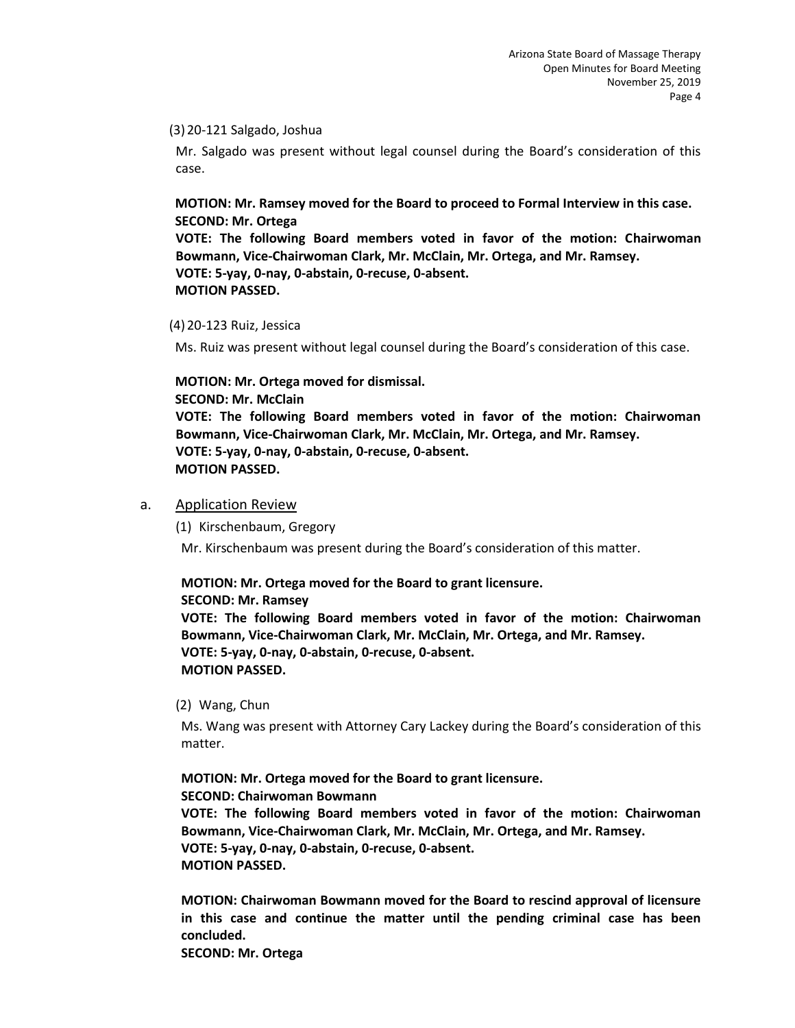(3) 20-121 Salgado, Joshua

Mr. Salgado was present without legal counsel during the Board's consideration of this case.

**MOTION: Mr. Ramsey moved for the Board to proceed to Formal Interview in this case.**
**SECOND: Mr. Ortega**
**VOTE: The following Board members voted in favor of the motion: Chairwoman Bowmann, Vice-Chairwoman Clark, Mr. McClain, Mr. Ortega, and Mr. Ramsey.**
**VOTE: 5-yay, 0-nay, 0-abstain, 0-recuse, 0-absent.**
**MOTION PASSED.**

(4) 20-123 Ruiz, Jessica

Ms. Ruiz was present without legal counsel during the Board's consideration of this case.

**MOTION: Mr. Ortega moved for dismissal.**
**SECOND: Mr. McClain**
**VOTE: The following Board members voted in favor of the motion: Chairwoman Bowmann, Vice-Chairwoman Clark, Mr. McClain, Mr. Ortega, and Mr. Ramsey.**
**VOTE: 5-yay, 0-nay, 0-abstain, 0-recuse, 0-absent.**
**MOTION PASSED.**

a. <u>Application Review</u>

(1) Kirschenbaum, Gregory

Mr. Kirschenbaum was present during the Board's consideration of this matter.

**MOTION: Mr. Ortega moved for the Board to grant licensure.**
**SECOND: Mr. Ramsey**
**VOTE: The following Board members voted in favor of the motion: Chairwoman Bowmann, Vice-Chairwoman Clark, Mr. McClain, Mr. Ortega, and Mr. Ramsey.**
**VOTE: 5-yay, 0-nay, 0-abstain, 0-recuse, 0-absent.**
**MOTION PASSED.**

(2) Wang, Chun

Ms. Wang was present with Attorney Cary Lackey during the Board's consideration of this matter.

**MOTION: Mr. Ortega moved for the Board to grant licensure.**
**SECOND: Chairwoman Bowmann**
**VOTE: The following Board members voted in favor of the motion: Chairwoman Bowmann, Vice-Chairwoman Clark, Mr. McClain, Mr. Ortega, and Mr. Ramsey.**
**VOTE: 5-yay, 0-nay, 0-abstain, 0-recuse, 0-absent.**
**MOTION PASSED.**

**MOTION: Chairwoman Bowmann moved for the Board to rescind approval of licensure in this case and continue the matter until the pending criminal case has been concluded.**
**SECOND: Mr. Ortega**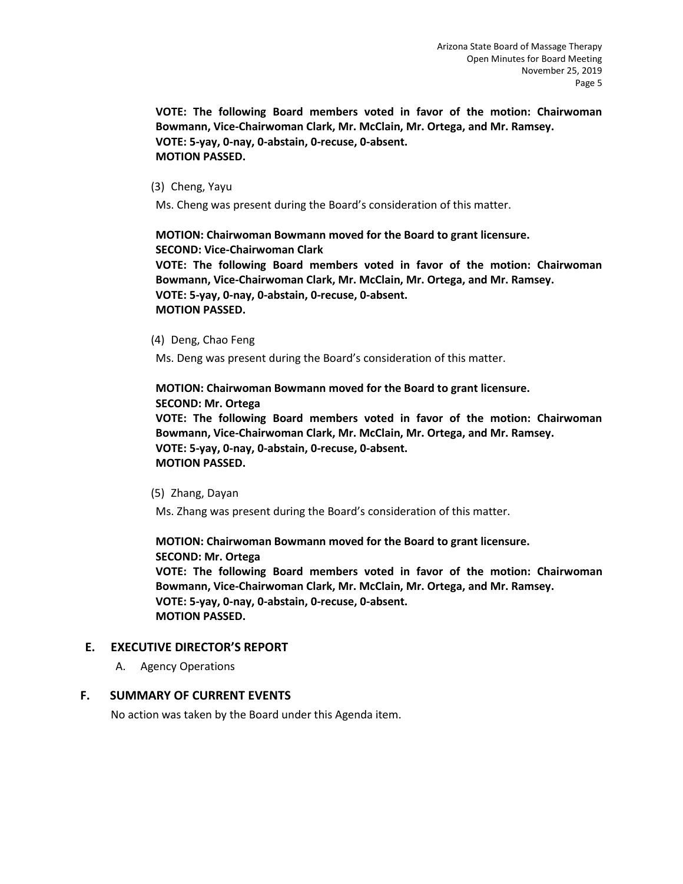**VOTE: The following Board members voted in favor of the motion: Chairwoman Bowmann, Vice-Chairwoman Clark, Mr. McClain, Mr. Ortega, and Mr. Ramsey.**
**VOTE: 5-yay, 0-nay, 0-abstain, 0-recuse, 0-absent.**
**MOTION PASSED.**

(3) Cheng, Yayu

Ms. Cheng was present during the Board's consideration of this matter.

**MOTION: Chairwoman Bowmann moved for the Board to grant licensure.**
**SECOND: Vice-Chairwoman Clark**
**VOTE: The following Board members voted in favor of the motion: Chairwoman Bowmann, Vice-Chairwoman Clark, Mr. McClain, Mr. Ortega, and Mr. Ramsey.**
**VOTE: 5-yay, 0-nay, 0-abstain, 0-recuse, 0-absent.**
**MOTION PASSED.**

(4) Deng, Chao Feng

Ms. Deng was present during the Board's consideration of this matter.

**MOTION: Chairwoman Bowmann moved for the Board to grant licensure.**
**SECOND: Mr. Ortega**
**VOTE: The following Board members voted in favor of the motion: Chairwoman Bowmann, Vice-Chairwoman Clark, Mr. McClain, Mr. Ortega, and Mr. Ramsey.**
**VOTE: 5-yay, 0-nay, 0-abstain, 0-recuse, 0-absent.**
**MOTION PASSED.**

(5) Zhang, Dayan

Ms. Zhang was present during the Board's consideration of this matter.

**MOTION: Chairwoman Bowmann moved for the Board to grant licensure.**
**SECOND: Mr. Ortega**
**VOTE: The following Board members voted in favor of the motion: Chairwoman Bowmann, Vice-Chairwoman Clark, Mr. McClain, Mr. Ortega, and Mr. Ramsey.**
**VOTE: 5-yay, 0-nay, 0-abstain, 0-recuse, 0-absent.**
**MOTION PASSED.**

## E. EXECUTIVE DIRECTOR'S REPORT

A. Agency Operations

## F. SUMMARY OF CURRENT EVENTS

No action was taken by the Board under this Agenda item.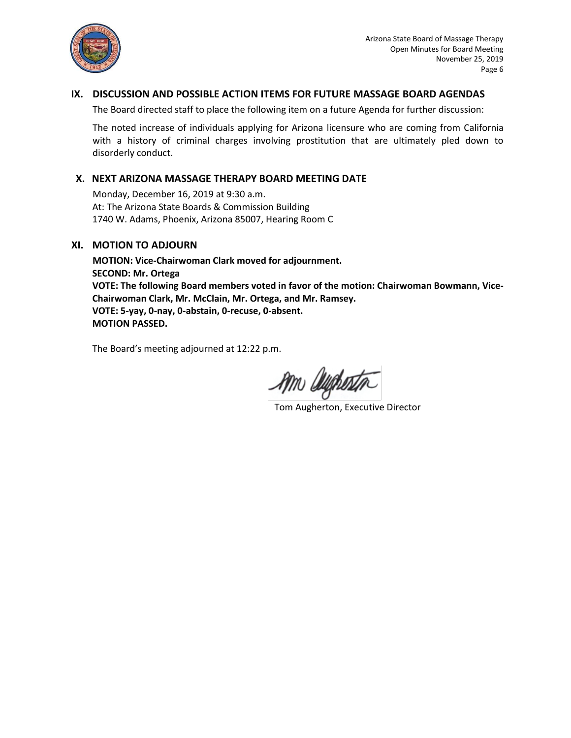## IX. DISCUSSION AND POSSIBLE ACTION ITEMS FOR FUTURE MASSAGE BOARD AGENDAS

The Board directed staff to place the following item on a future Agenda for further discussion:

The noted increase of individuals applying for Arizona licensure who are coming from California with a history of criminal charges involving prostitution that are ultimately pled down to disorderly conduct.

## X. NEXT ARIZONA MASSAGE THERAPY BOARD MEETING DATE

Monday, December 16, 2019 at 9:30 a.m.
At: The Arizona State Boards & Commission Building
1740 W. Adams, Phoenix, Arizona 85007, Hearing Room C

## XI. MOTION TO ADJOURN

**MOTION: Vice-Chairwoman Clark moved for adjournment.**
**SECOND: Mr. Ortega**
**VOTE: The following Board members voted in favor of the motion: Chairwoman Bowmann, Vice-Chairwoman Clark, Mr. McClain, Mr. Ortega, and Mr. Ramsey.**
**VOTE: 5-yay, 0-nay, 0-abstain, 0-recuse, 0-absent.**
**MOTION PASSED.**

The Board's meeting adjourned at 12:22 p.m.

Tom Augherton, Executive Director